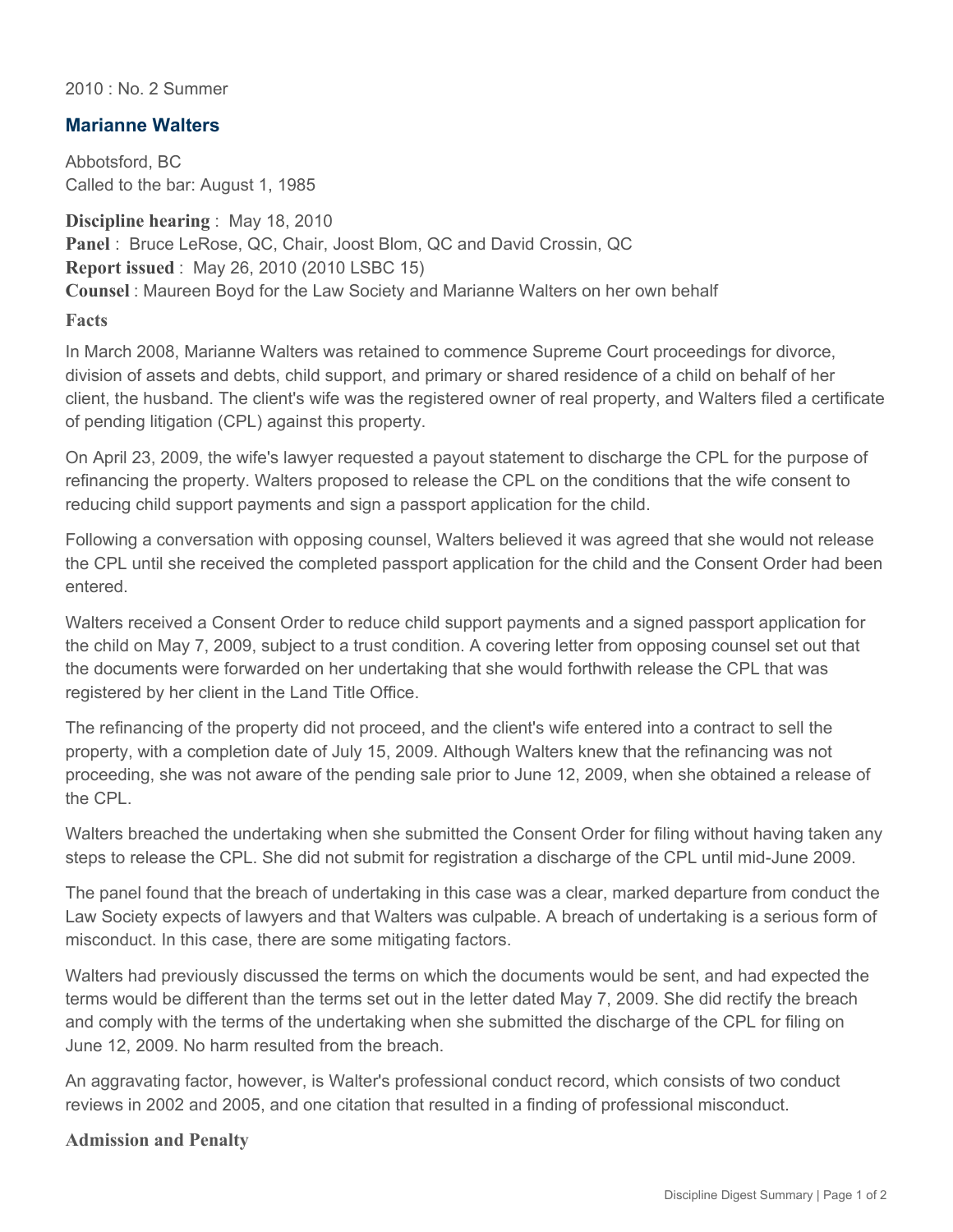2010 : No. 2 Summer

## Marianne Walters

Abbotsford, BC
Called to the bar: August 1, 1985

**Discipline hearing** : May 18, 2010
**Panel** : Bruce LeRose, QC, Chair, Joost Blom, QC and David Crossin, QC
**Report issued** : May 26, 2010 (2010 LSBC 15)
**Counsel** : Maureen Boyd for the Law Society and Marianne Walters on her own behalf

### Facts

In March 2008, Marianne Walters was retained to commence Supreme Court proceedings for divorce, division of assets and debts, child support, and primary or shared residence of a child on behalf of her client, the husband. The client's wife was the registered owner of real property, and Walters filed a certificate of pending litigation (CPL) against this property.

On April 23, 2009, the wife's lawyer requested a payout statement to discharge the CPL for the purpose of refinancing the property. Walters proposed to release the CPL on the conditions that the wife consent to reducing child support payments and sign a passport application for the child.

Following a conversation with opposing counsel, Walters believed it was agreed that she would not release the CPL until she received the completed passport application for the child and the Consent Order had been entered.

Walters received a Consent Order to reduce child support payments and a signed passport application for the child on May 7, 2009, subject to a trust condition. A covering letter from opposing counsel set out that the documents were forwarded on her undertaking that she would forthwith release the CPL that was registered by her client in the Land Title Office.

The refinancing of the property did not proceed, and the client's wife entered into a contract to sell the property, with a completion date of July 15, 2009. Although Walters knew that the refinancing was not proceeding, she was not aware of the pending sale prior to June 12, 2009, when she obtained a release of the CPL.

Walters breached the undertaking when she submitted the Consent Order for filing without having taken any steps to release the CPL. She did not submit for registration a discharge of the CPL until mid-June 2009.

The panel found that the breach of undertaking in this case was a clear, marked departure from conduct the Law Society expects of lawyers and that Walters was culpable. A breach of undertaking is a serious form of misconduct. In this case, there are some mitigating factors.

Walters had previously discussed the terms on which the documents would be sent, and had expected the terms would be different than the terms set out in the letter dated May 7, 2009. She did rectify the breach and comply with the terms of the undertaking when she submitted the discharge of the CPL for filing on June 12, 2009. No harm resulted from the breach.

An aggravating factor, however, is Walter's professional conduct record, which consists of two conduct reviews in 2002 and 2005, and one citation that resulted in a finding of professional misconduct.

### Admission and Penalty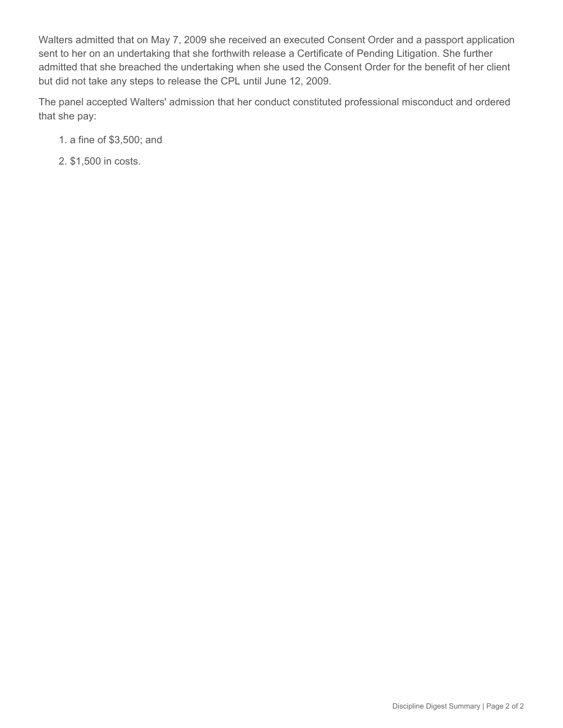Walters admitted that on May 7, 2009 she received an executed Consent Order and a passport application sent to her on an undertaking that she forthwith release a Certificate of Pending Litigation. She further admitted that she breached the undertaking when she used the Consent Order for the benefit of her client but did not take any steps to release the CPL until June 12, 2009.

The panel accepted Walters' admission that her conduct constituted professional misconduct and ordered that she pay:

1. a fine of $3,500; and
2. $1,500 in costs.